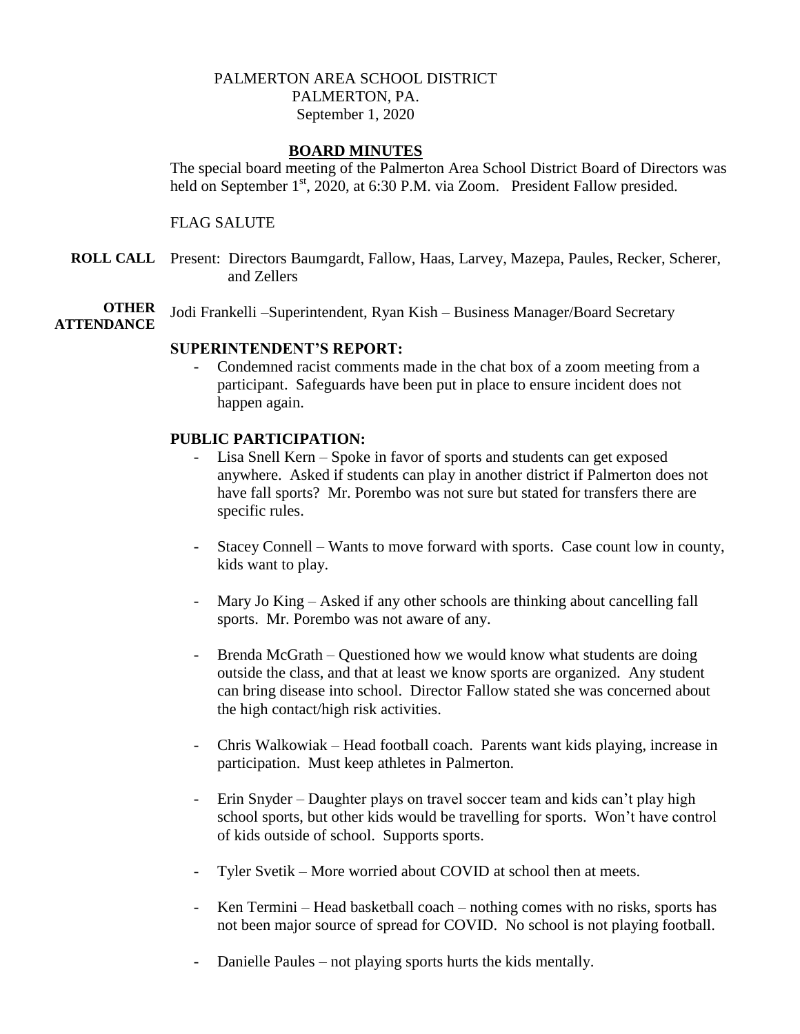PALMERTON AREA SCHOOL DISTRICT
PALMERTON, PA.
September 1, 2020

## BOARD MINUTES

The special board meeting of the Palmerton Area School District Board of Directors was held on September 1st, 2020, at 6:30 P.M. via Zoom. President Fallow presided.

FLAG SALUTE

**ROLL CALL** Present: Directors Baumgardt, Fallow, Haas, Larvey, Mazepa, Paules, Recker, Scherer, and Zellers

**OTHER ATTENDANCE** Jodi Frankelli –Superintendent, Ryan Kish – Business Manager/Board Secretary

**SUPERINTENDENT'S REPORT:**

- Condemned racist comments made in the chat box of a zoom meeting from a participant. Safeguards have been put in place to ensure incident does not happen again.

**PUBLIC PARTICIPATION:**

- Lisa Snell Kern – Spoke in favor of sports and students can get exposed anywhere. Asked if students can play in another district if Palmerton does not have fall sports? Mr. Porembo was not sure but stated for transfers there are specific rules.

- Stacey Connell – Wants to move forward with sports. Case count low in county, kids want to play.

- Mary Jo King – Asked if any other schools are thinking about cancelling fall sports. Mr. Porembo was not aware of any.

- Brenda McGrath – Questioned how we would know what students are doing outside the class, and that at least we know sports are organized. Any student can bring disease into school. Director Fallow stated she was concerned about the high contact/high risk activities.

- Chris Walkowiak – Head football coach. Parents want kids playing, increase in participation. Must keep athletes in Palmerton.

- Erin Snyder – Daughter plays on travel soccer team and kids can't play high school sports, but other kids would be travelling for sports. Won't have control of kids outside of school. Supports sports.

- Tyler Svetik – More worried about COVID at school then at meets.

- Ken Termini – Head basketball coach – nothing comes with no risks, sports has not been major source of spread for COVID. No school is not playing football.

- Danielle Paules – not playing sports hurts the kids mentally.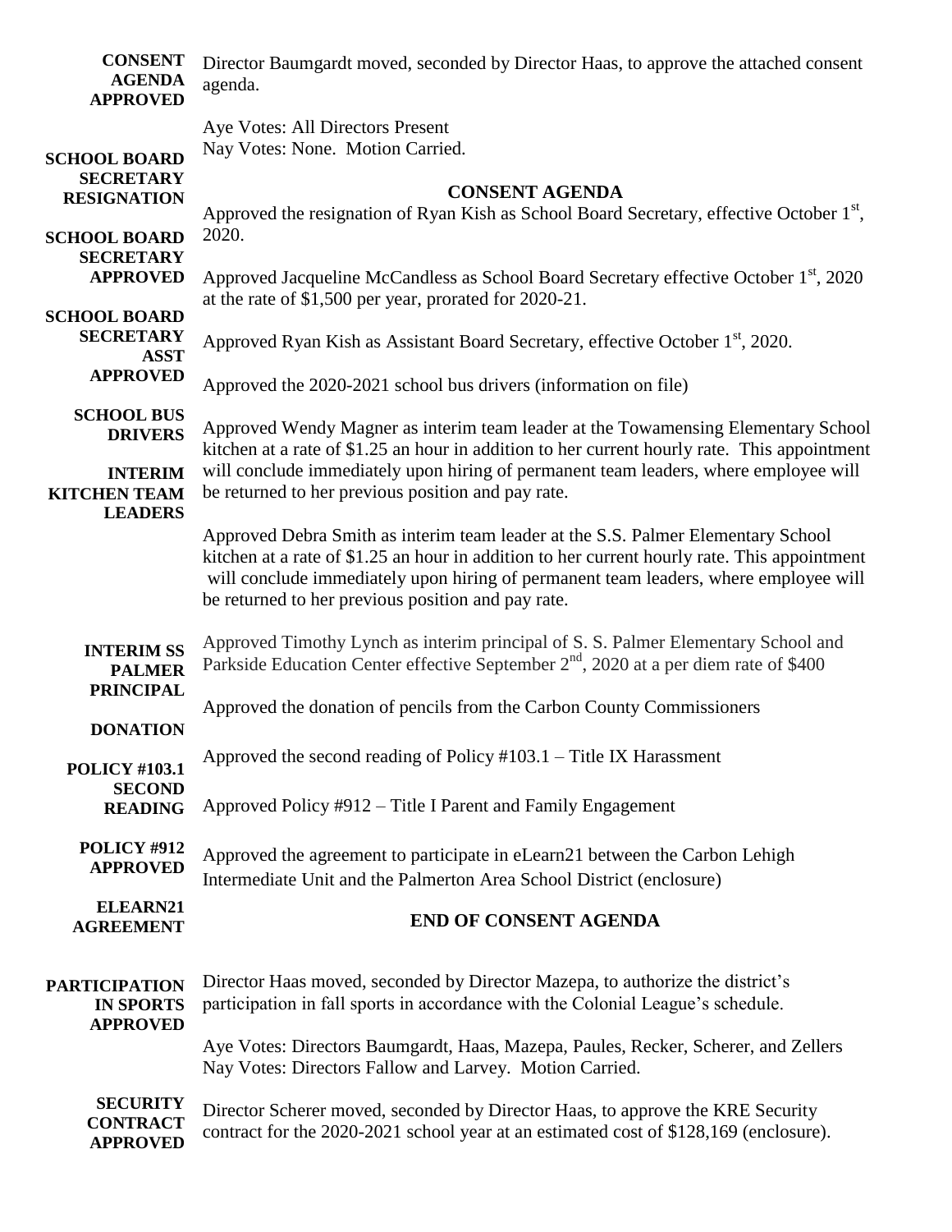**CONSENT AGENDA APPROVED**

Director Baumgardt moved, seconded by Director Haas, to approve the attached consent agenda.

Aye Votes: All Directors Present
Nay Votes: None. Motion Carried.

### CONSENT AGENDA

**SCHOOL BOARD SECRETARY RESIGNATION**

Approved the resignation of Ryan Kish as School Board Secretary, effective October 1st, 2020.

**SCHOOL BOARD SECRETARY APPROVED**

Approved Jacqueline McCandless as School Board Secretary effective October 1st, 2020 at the rate of $1,500 per year, prorated for 2020-21.

**SCHOOL BOARD SECRETARY ASST APPROVED**

Approved Ryan Kish as Assistant Board Secretary, effective October 1st, 2020.

**SCHOOL BUS DRIVERS**

Approved the 2020-2021 school bus drivers (information on file)

**INTERIM KITCHEN TEAM LEADERS**

Approved Wendy Magner as interim team leader at the Towamensing Elementary School kitchen at a rate of $1.25 an hour in addition to her current hourly rate. This appointment will conclude immediately upon hiring of permanent team leaders, where employee will be returned to her previous position and pay rate.

Approved Debra Smith as interim team leader at the S.S. Palmer Elementary School kitchen at a rate of $1.25 an hour in addition to her current hourly rate. This appointment will conclude immediately upon hiring of permanent team leaders, where employee will be returned to her previous position and pay rate.

**INTERIM SS PALMER PRINCIPAL**

Approved Timothy Lynch as interim principal of S. S. Palmer Elementary School and Parkside Education Center effective September 2nd, 2020 at a per diem rate of $400

**DONATION**

Approved the donation of pencils from the Carbon County Commissioners

**POLICY #103.1 SECOND READING**

Approved the second reading of Policy #103.1 – Title IX Harassment

**POLICY #912 APPROVED**

Approved Policy #912 – Title I Parent and Family Engagement

**ELEARN21 AGREEMENT**

Approved the agreement to participate in eLearn21 between the Carbon Lehigh Intermediate Unit and the Palmerton Area School District (enclosure)

### END OF CONSENT AGENDA

**PARTICIPATION IN SPORTS APPROVED**

Director Haas moved, seconded by Director Mazepa, to authorize the district's participation in fall sports in accordance with the Colonial League's schedule.

Aye Votes: Directors Baumgardt, Haas, Mazepa, Paules, Recker, Scherer, and Zellers
Nay Votes: Directors Fallow and Larvey. Motion Carried.

**SECURITY CONTRACT APPROVED**

Director Scherer moved, seconded by Director Haas, to approve the KRE Security contract for the 2020-2021 school year at an estimated cost of $128,169 (enclosure).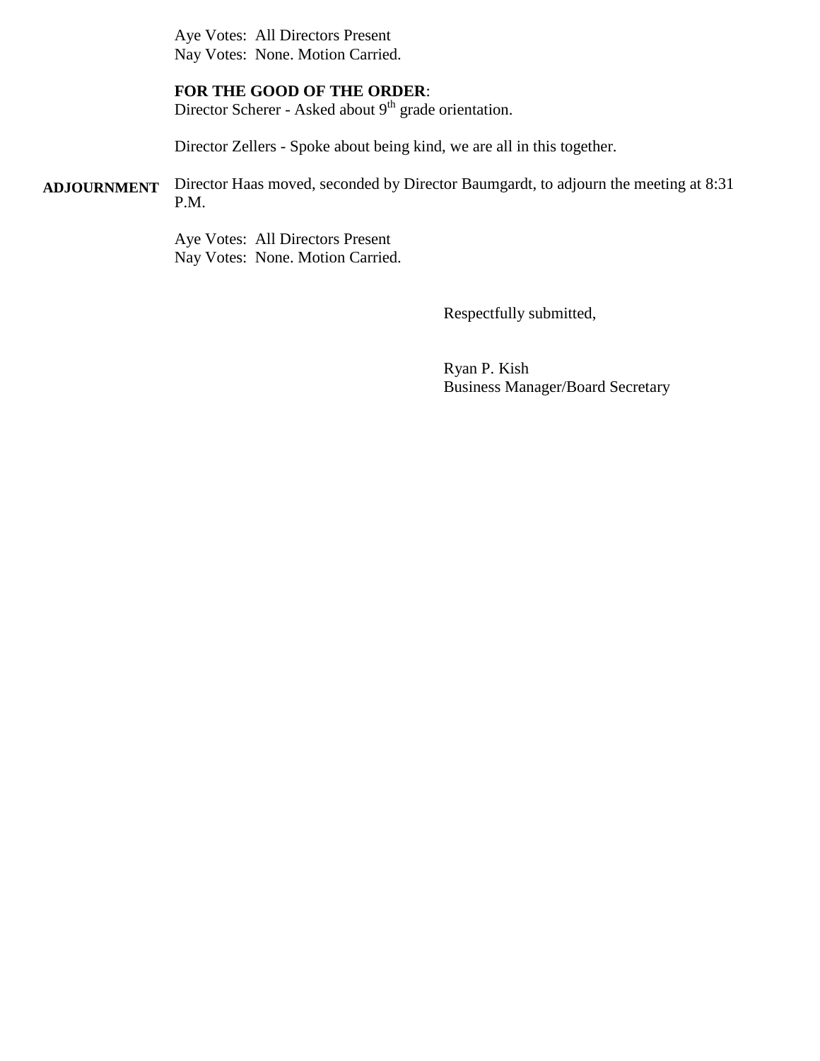Aye Votes: All Directors Present
Nay Votes: None. Motion Carried.

**FOR THE GOOD OF THE ORDER**:
Director Scherer - Asked about 9th grade orientation.

Director Zellers - Spoke about being kind, we are all in this together.

**ADJOURNMENT** Director Haas moved, seconded by Director Baumgardt, to adjourn the meeting at 8:31 P.M.

Aye Votes: All Directors Present
Nay Votes: None. Motion Carried.

Respectfully submitted,

Ryan P. Kish
Business Manager/Board Secretary